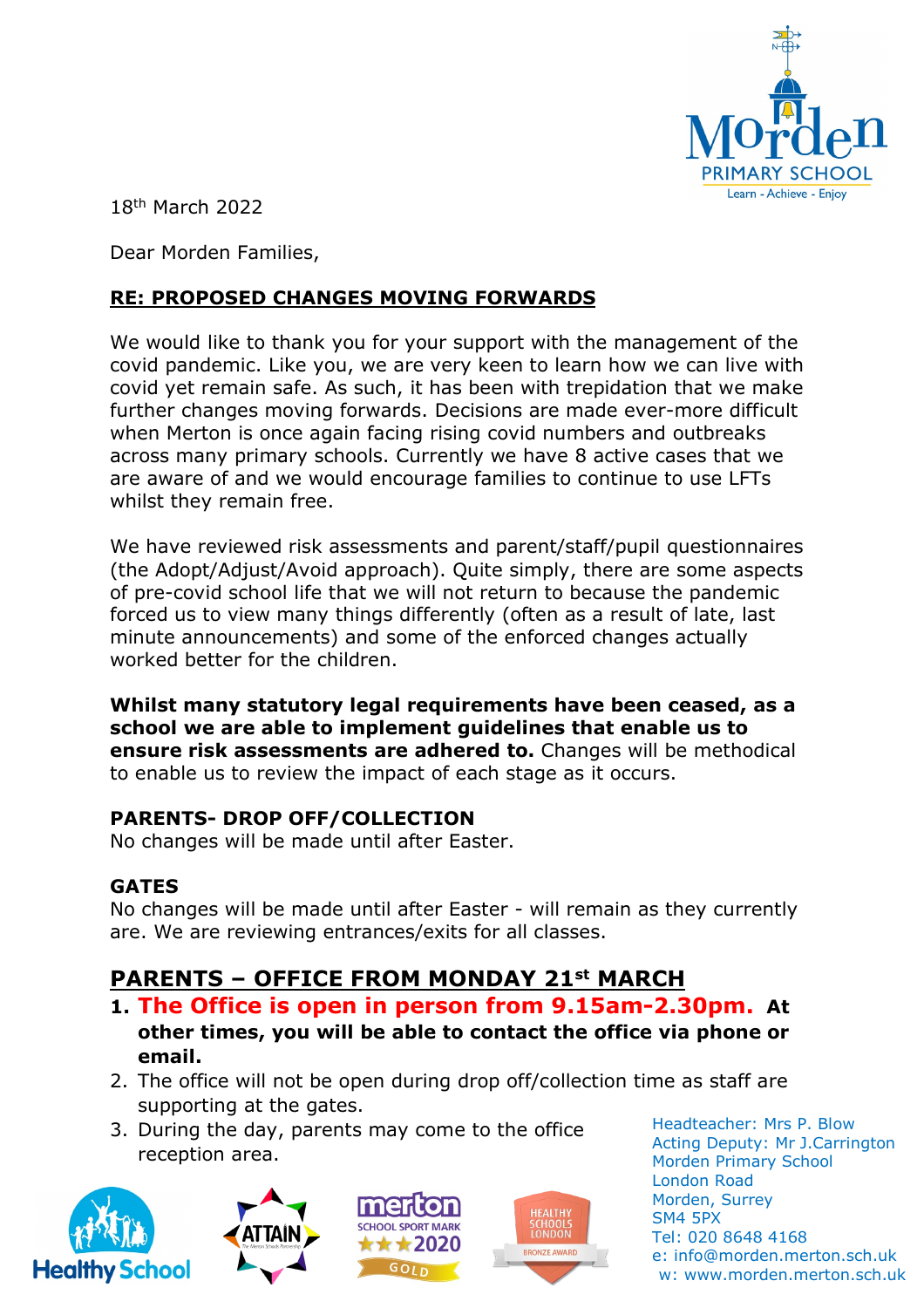18th March 2022

Dear Morden Families,

## RE: PROPOSED CHANGES MOVING FORWARDS

We would like to thank you for your support with the management of the covid pandemic. Like you, we are very keen to learn how we can live with covid yet remain safe. As such, it has been with trepidation that we make further changes moving forwards. Decisions are made ever-more difficult when Merton is once again facing rising covid numbers and outbreaks across many primary schools. Currently we have 8 active cases that we are aware of and we would encourage families to continue to use LFTs whilst they remain free.

We have reviewed risk assessments and parent/staff/pupil questionnaires (the Adopt/Adjust/Avoid approach). Quite simply, there are some aspects of pre-covid school life that we will not return to because the pandemic forced us to view many things differently (often as a result of late, last minute announcements) and some of the enforced changes actually worked better for the children.

**Whilst many statutory legal requirements have been ceased, as a school we are able to implement guidelines that enable us to ensure risk assessments are adhered to.** Changes will be methodical to enable us to review the impact of each stage as it occurs.

### PARENTS- DROP OFF/COLLECTION

No changes will be made until after Easter.

### GATES

No changes will be made until after Easter - will remain as they currently are. We are reviewing entrances/exits for all classes.

## PARENTS – OFFICE FROM MONDAY 21st MARCH

1. **The Office is open in person from 9.15am-2.30pm. At other times, you will be able to contact the office via phone or email.**
2. The office will not be open during drop off/collection time as staff are supporting at the gates.
3. During the day, parents may come to the office reception area.

Headteacher: Mrs P. Blow
Acting Deputy: Mr J.Carrington
Morden Primary School
London Road
Morden, Surrey
SM4 5PX
Tel: 020 8648 4168
e: info@morden.merton.sch.uk
w: www.morden.merton.sch.uk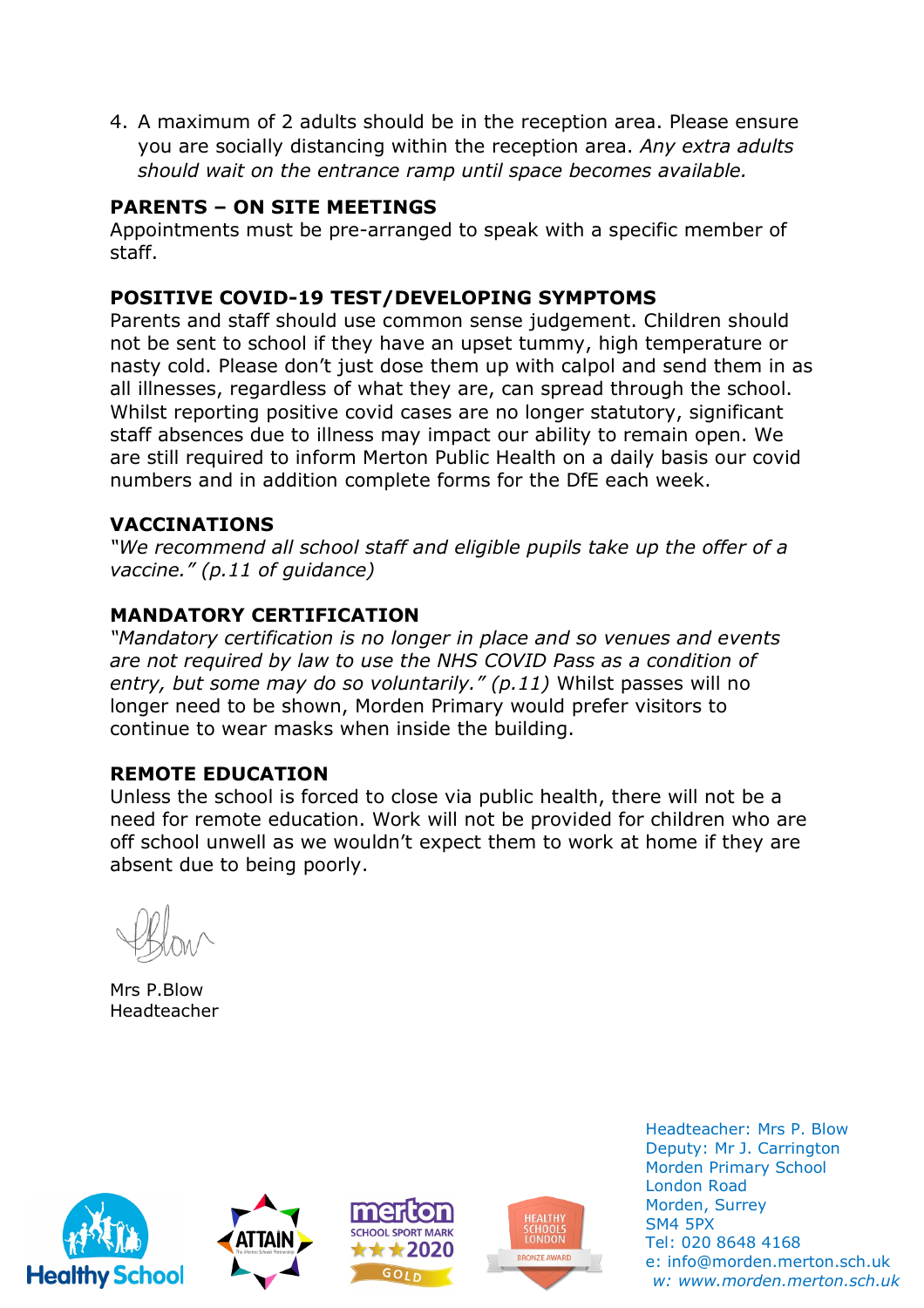4. A maximum of 2 adults should be in the reception area. Please ensure you are socially distancing within the reception area. *Any extra adults should wait on the entrance ramp until space becomes available.*

**PARENTS – ON SITE MEETINGS**
Appointments must be pre-arranged to speak with a specific member of staff.

**POSITIVE COVID-19 TEST/DEVELOPING SYMPTOMS**
Parents and staff should use common sense judgement. Children should not be sent to school if they have an upset tummy, high temperature or nasty cold. Please don't just dose them up with calpol and send them in as all illnesses, regardless of what they are, can spread through the school. Whilst reporting positive covid cases are no longer statutory, significant staff absences due to illness may impact our ability to remain open. We are still required to inform Merton Public Health on a daily basis our covid numbers and in addition complete forms for the DfE each week.

**VACCINATIONS**
*"We recommend all school staff and eligible pupils take up the offer of a vaccine." (p.11 of guidance)*

**MANDATORY CERTIFICATION**
*"Mandatory certification is no longer in place and so venues and events are not required by law to use the NHS COVID Pass as a condition of entry, but some may do so voluntarily." (p.11)* Whilst passes will no longer need to be shown, Morden Primary would prefer visitors to continue to wear masks when inside the building.

**REMOTE EDUCATION**
Unless the school is forced to close via public health, there will not be a need for remote education. Work will not be provided for children who are off school unwell as we wouldn't expect them to work at home if they are absent due to being poorly.

Mrs P.Blow
Headteacher

Headteacher: Mrs P. Blow
Deputy: Mr J. Carrington
Morden Primary School
London Road
Morden, Surrey
SM4 5PX
Tel: 020 8648 4168
e: info@morden.merton.sch.uk
*w: www.morden.merton.sch.uk*